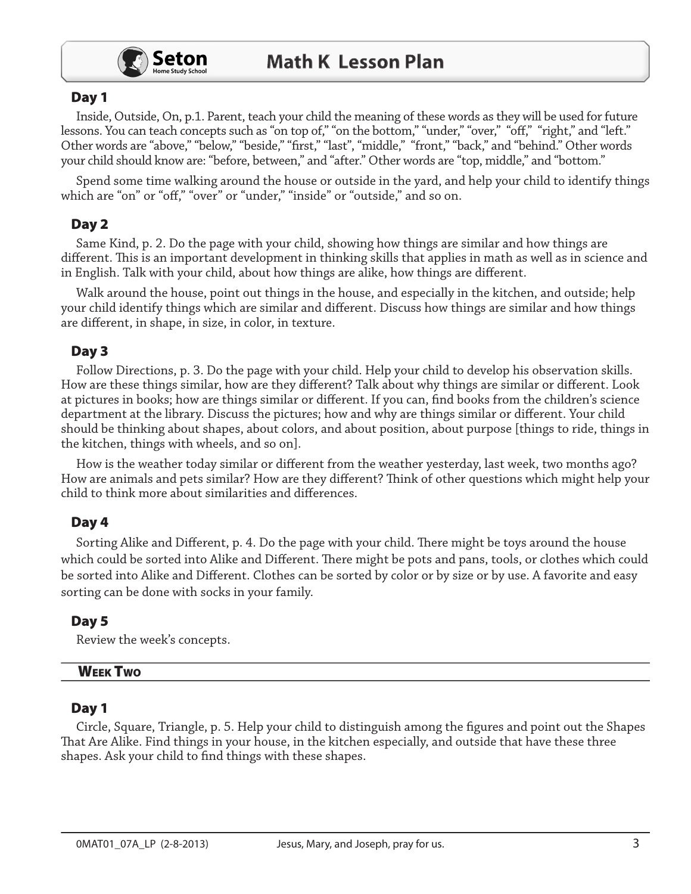# Math K Lesson Plan

### Day 1

Inside, Outside, On, p.1. Parent, teach your child the meaning of these words as they will be used for future lessons. You can teach concepts such as "on top of," "on the bottom," "under," "over," "off," "right," and "left." Other words are "above," "below," "beside," "first," "last", "middle," "front," "back," and "behind." Other words your child should know are: "before, between," and "after." Other words are "top, middle," and "bottom."

Spend some time walking around the house or outside in the yard, and help your child to identify things which are "on" or "off," "over" or "under," "inside" or "outside," and so on.

### Day 2

Same Kind, p. 2. Do the page with your child, showing how things are similar and how things are different. This is an important development in thinking skills that applies in math as well as in science and in English. Talk with your child, about how things are alike, how things are different.

Walk around the house, point out things in the house, and especially in the kitchen, and outside; help your child identify things which are similar and different. Discuss how things are similar and how things are different, in shape, in size, in color, in texture.

### Day 3

Follow Directions, p. 3. Do the page with your child. Help your child to develop his observation skills. How are these things similar, how are they different? Talk about why things are similar or different. Look at pictures in books; how are things similar or different. If you can, find books from the children's science department at the library. Discuss the pictures; how and why are things similar or different. Your child should be thinking about shapes, about colors, and about position, about purpose [things to ride, things in the kitchen, things with wheels, and so on].

How is the weather today similar or different from the weather yesterday, last week, two months ago? How are animals and pets similar? How are they different? Think of other questions which might help your child to think more about similarities and differences.

### Day 4

Sorting Alike and Different, p. 4. Do the page with your child. There might be toys around the house which could be sorted into Alike and Different. There might be pots and pans, tools, or clothes which could be sorted into Alike and Different. Clothes can be sorted by color or by size or by use. A favorite and easy sorting can be done with socks in your family.

### Day 5

Review the week's concepts.

## Week Two

### Day 1

Circle, Square, Triangle, p. 5. Help your child to distinguish among the figures and point out the Shapes That Are Alike. Find things in your house, in the kitchen especially, and outside that have these three shapes. Ask your child to find things with these shapes.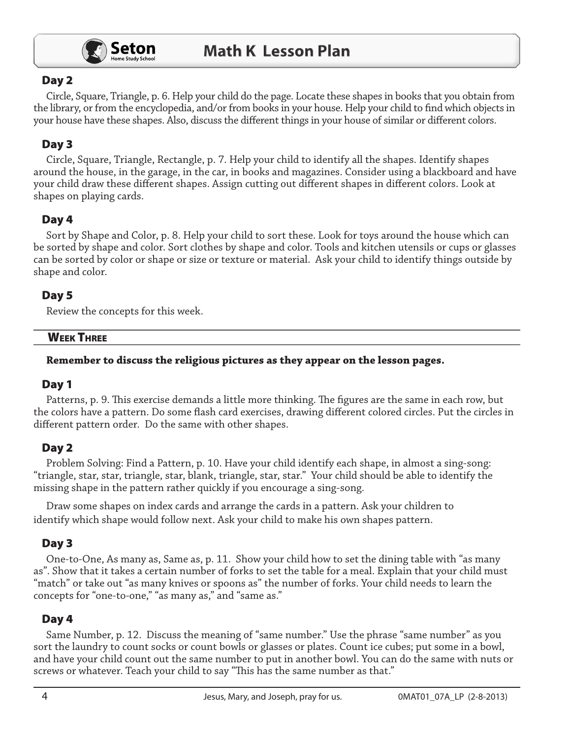### Day 2

Circle, Square, Triangle, p. 6. Help your child do the page. Locate these shapes in books that you obtain from the library, or from the encyclopedia, and/or from books in your house. Help your child to find which objects in your house have these shapes. Also, discuss the different things in your house of similar or different colors.

### Day 3

Circle, Square, Triangle, Rectangle, p. 7. Help your child to identify all the shapes. Identify shapes around the house, in the garage, in the car, in books and magazines. Consider using a blackboard and have your child draw these different shapes. Assign cutting out different shapes in different colors. Look at shapes on playing cards.

### Day 4

Sort by Shape and Color, p. 8. Help your child to sort these. Look for toys around the house which can be sorted by shape and color. Sort clothes by shape and color. Tools and kitchen utensils or cups or glasses can be sorted by color or shape or size or texture or material. Ask your child to identify things outside by shape and color.

### Day 5

Review the concepts for this week.

## Week Three

**Remember to discuss the religious pictures as they appear on the lesson pages.**

### Day 1

Patterns, p. 9. This exercise demands a little more thinking. The figures are the same in each row, but the colors have a pattern. Do some flash card exercises, drawing different colored circles. Put the circles in different pattern order. Do the same with other shapes.

### Day 2

Problem Solving: Find a Pattern, p. 10. Have your child identify each shape, in almost a sing-song: "triangle, star, star, triangle, star, blank, triangle, star, star." Your child should be able to identify the missing shape in the pattern rather quickly if you encourage a sing-song.

Draw some shapes on index cards and arrange the cards in a pattern. Ask your children to identify which shape would follow next. Ask your child to make his own shapes pattern.

### Day 3

One-to-One, As many as, Same as, p. 11. Show your child how to set the dining table with "as many as". Show that it takes a certain number of forks to set the table for a meal. Explain that your child must "match" or take out "as many knives or spoons as" the number of forks. Your child needs to learn the concepts for "one-to-one," "as many as," and "same as."

### Day 4

Same Number, p. 12. Discuss the meaning of "same number." Use the phrase "same number" as you sort the laundry to count socks or count bowls or glasses or plates. Count ice cubes; put some in a bowl, and have your child count out the same number to put in another bowl. You can do the same with nuts or screws or whatever. Teach your child to say "This has the same number as that."